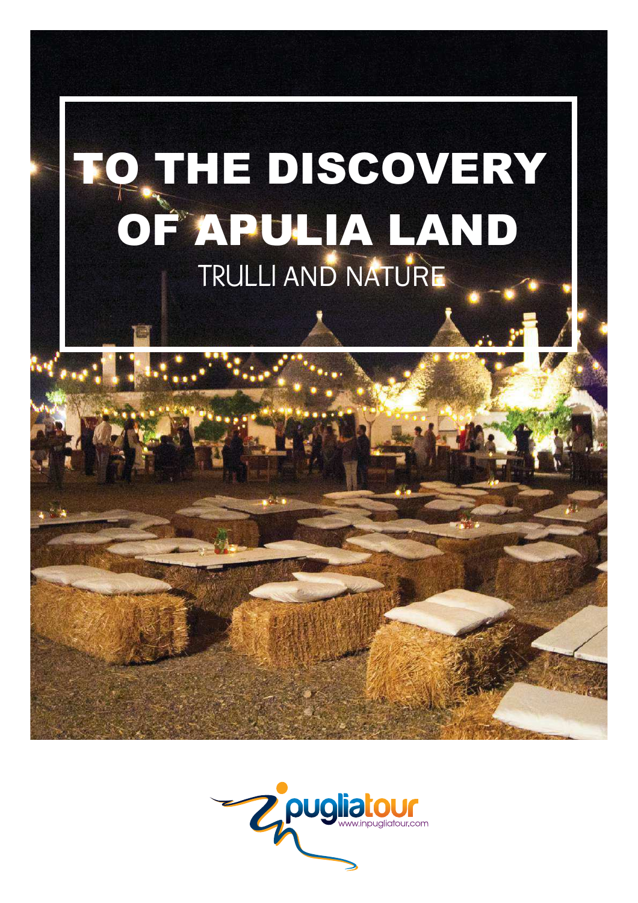# TO THE DISCOVERY OF APULIA LAND

## TRULLI AND NATURE

inpugliatour
www.inpugliatour.com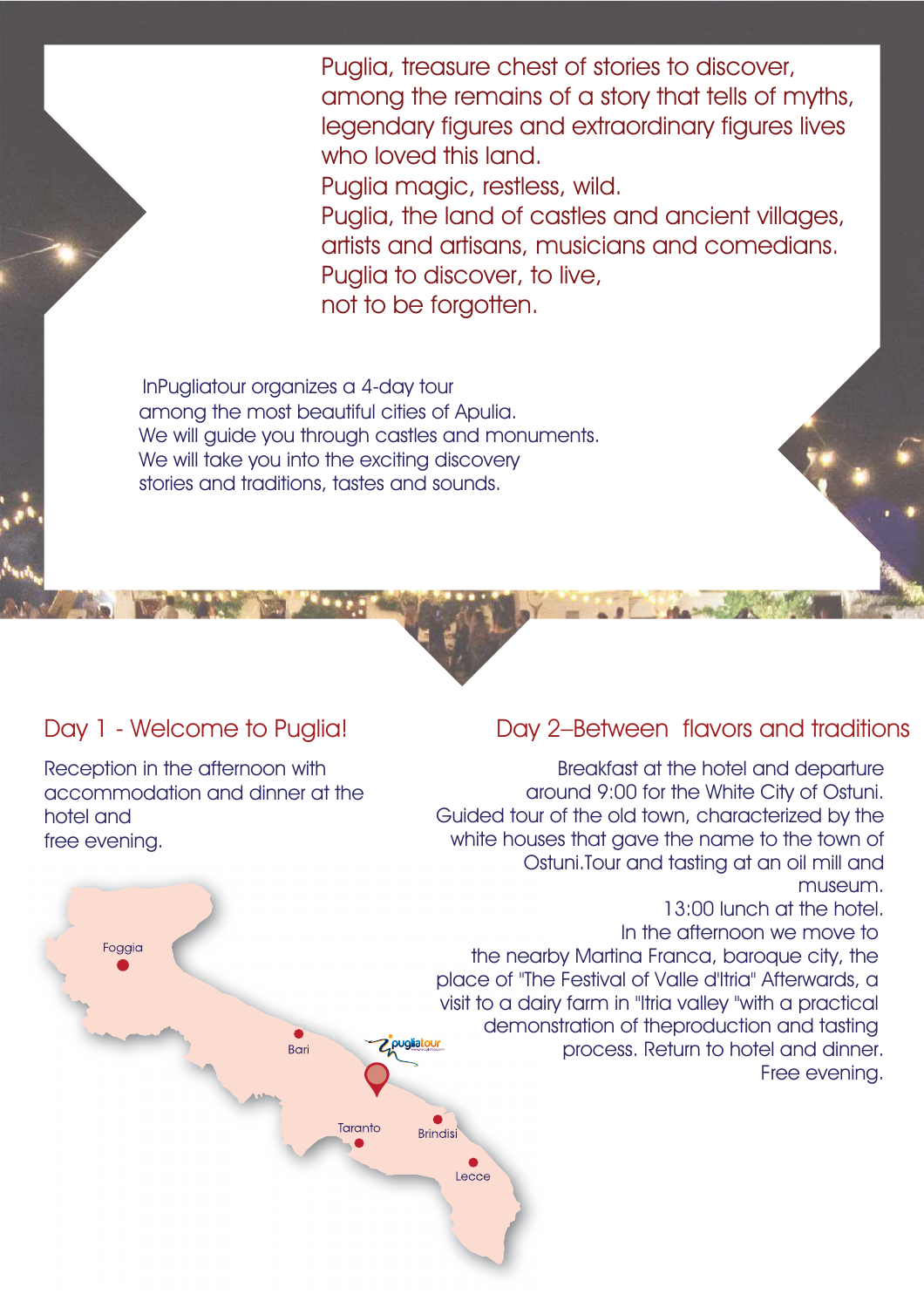Puglia, treasure chest of stories to discover,
among the remains of a story that tells of myths,
legendary figures and extraordinary figures lives
who loved this land.
Puglia magic, restless, wild.
Puglia, the land of castles and ancient villages,
artists and artisans, musicians and comedians.
Puglia to discover, to live,
not to be forgotten.

InPugliatour organizes a 4-day tour
among the most beautiful cities of Apulia.
We will guide you through castles and monuments.
We will take you into the exciting discovery
stories and traditions, tastes and sounds.

## Day 1 - Welcome to Puglia!

Reception in the afternoon with
accommodation and dinner at the
hotel and
free evening.

## Day 2–Between flavors and traditions

Breakfast at the hotel and departure
around 9:00 for the White City of Ostuni.
Guided tour of the old town, characterized by the
white houses that gave the name to the town of
Ostuni.Tour and tasting at an oil mill and
museum.
13:00 lunch at the hotel.
In the afternoon we move to
the nearby Martina Franca, baroque city, the
place of "The Festival of Valle d'Itria" Afterwards, a
visit to a dairy farm in "Itria valley "with a practical
demonstration of theproduction and tasting
process. Return to hotel and dinner.
Free evening.

Foggia
Bari
Taranto
Brindisi
Lecce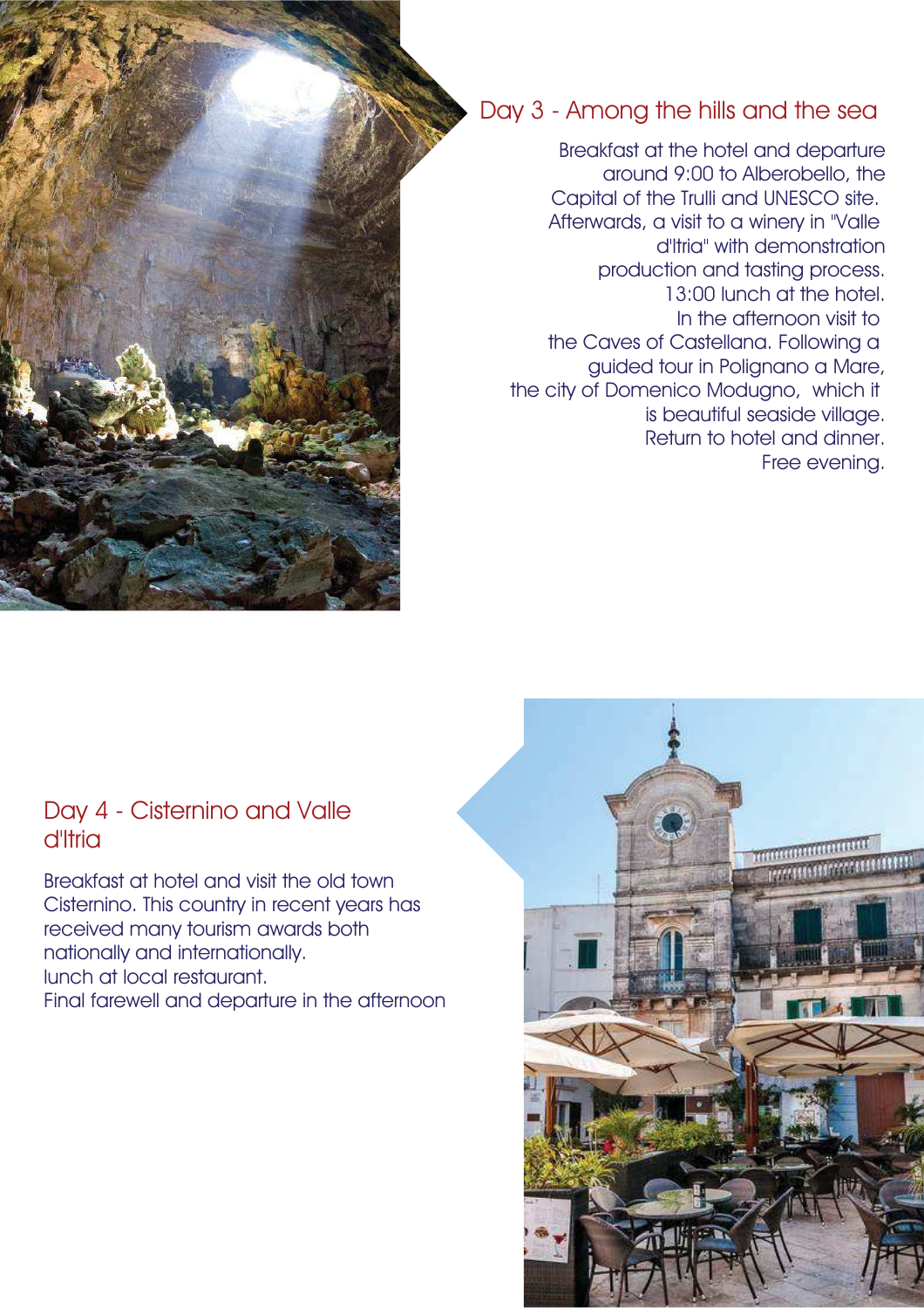## Day 3 - Among the hills and the sea

Breakfast at the hotel and departure around 9:00 to Alberobello, the Capital of the Trulli and UNESCO site. Afterwards, a visit to a winery in "Valle d'Itria" with demonstration production and tasting process. 13:00 lunch at the hotel. In the afternoon visit to the Caves of Castellana. Following a guided tour in Polignano a Mare, the city of Domenico Modugno, which it is beautiful seaside village. Return to hotel and dinner. Free evening.

## Day 4 - Cisternino and Valle d'Itria

Breakfast at hotel and visit the old town Cisternino. This country in recent years has received many tourism awards both nationally and internationally.
lunch at local restaurant.
Final farewell and departure in the afternoon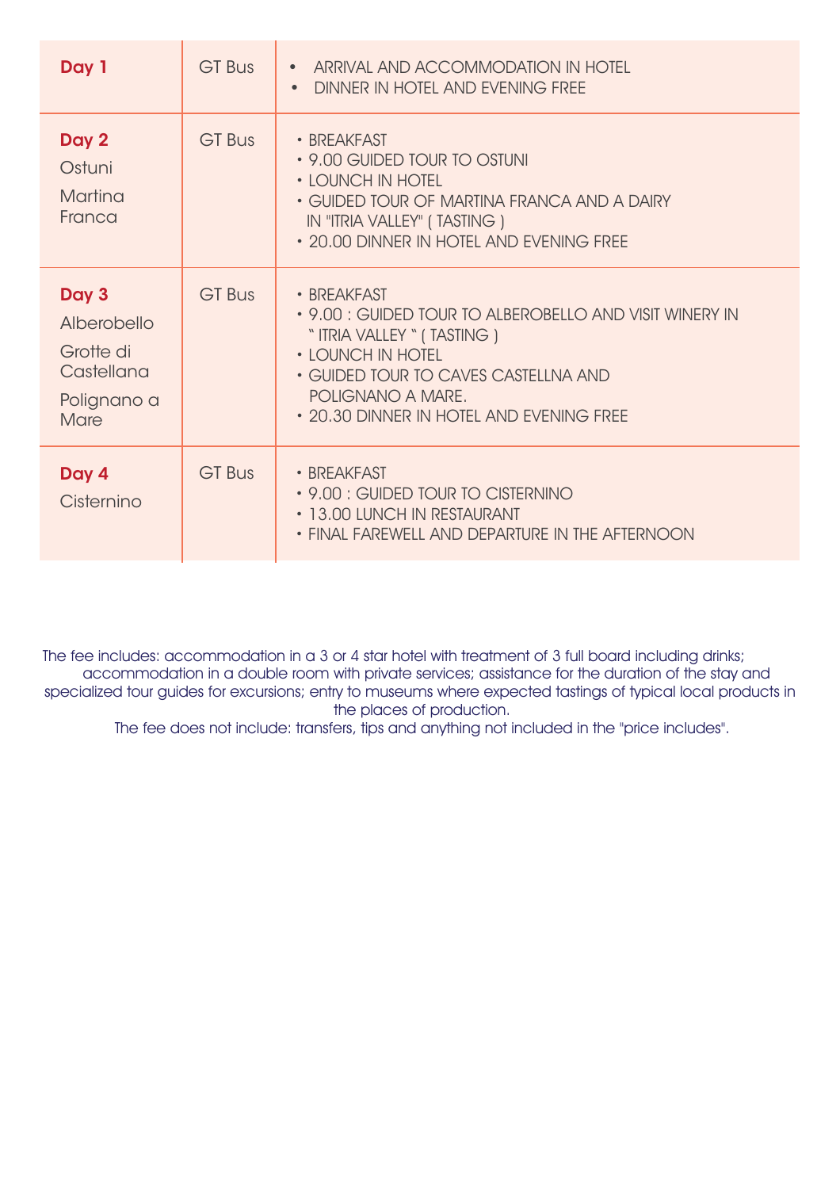| | | |
|---|---|---|
| **Day 1** | GT Bus | • ARRIVAL AND ACCOMMODATION IN HOTEL<br>• DINNER IN HOTEL AND EVENING FREE |
| **Day 2**<br>Ostuni<br>Martina Franca | GT Bus | • BREAKFAST<br>• 9.00 GUIDED TOUR TO OSTUNI<br>• LOUNCH IN HOTEL<br>• GUIDED TOUR OF MARTINA FRANCA AND A DAIRY IN "ITRIA VALLEY" ( TASTING )<br>• 20.00 DINNER IN HOTEL AND EVENING FREE |
| **Day 3**<br>Alberobello<br>Grotte di Castellana<br>Polignano a Mare | GT Bus | • BREAKFAST<br>• 9.00 : GUIDED TOUR TO ALBEROBELLO AND VISIT WINERY IN " ITRIA VALLEY " ( TASTING )<br>• LOUNCH IN HOTEL<br>• GUIDED TOUR TO CAVES CASTELLNA AND POLIGNANO A MARE.<br>• 20.30 DINNER IN HOTEL AND EVENING FREE |
| **Day 4**<br>Cisternino | GT Bus | • BREAKFAST<br>• 9.00 : GUIDED TOUR TO CISTERNINO<br>• 13.00 LUNCH IN RESTAURANT<br>• FINAL FAREWELL AND DEPARTURE IN THE AFTERNOON |

The fee includes: accommodation in a 3 or 4 star hotel with treatment of 3 full board including drinks; accommodation in a double room with private services; assistance for the duration of the stay and specialized tour guides for excursions; entry to museums where expected tastings of typical local products in the places of production.

The fee does not include: transfers, tips and anything not included in the "price includes".